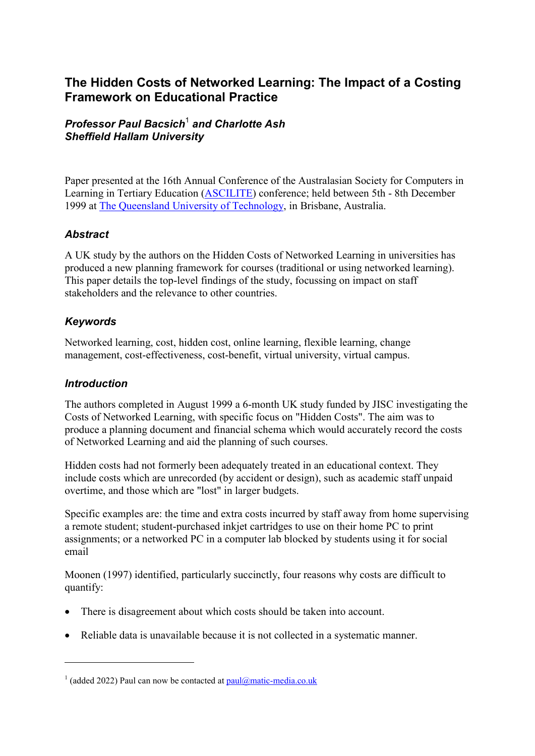# The Hidden Costs of Networked Learning: The Impact of a Costing Framework on Educational Practice

***Professor Paul Bacsich[1] and Charlotte Ash***
***Sheffield Hallam University***

Paper presented at the 16th Annual Conference of the Australasian Society for Computers in Learning in Tertiary Education (ASCILITE) conference; held between 5th - 8th December 1999 at The Queensland University of Technology, in Brisbane, Australia.

## *Abstract*

A UK study by the authors on the Hidden Costs of Networked Learning in universities has produced a new planning framework for courses (traditional or using networked learning). This paper details the top-level findings of the study, focussing on impact on staff stakeholders and the relevance to other countries.

## *Keywords*

Networked learning, cost, hidden cost, online learning, flexible learning, change management, cost-effectiveness, cost-benefit, virtual university, virtual campus.

## *Introduction*

The authors completed in August 1999 a 6-month UK study funded by JISC investigating the Costs of Networked Learning, with specific focus on "Hidden Costs". The aim was to produce a planning document and financial schema which would accurately record the costs of Networked Learning and aid the planning of such courses.

Hidden costs had not formerly been adequately treated in an educational context. They include costs which are unrecorded (by accident or design), such as academic staff unpaid overtime, and those which are "lost" in larger budgets.

Specific examples are: the time and extra costs incurred by staff away from home supervising a remote student; student-purchased inkjet cartridges to use on their home PC to print assignments; or a networked PC in a computer lab blocked by students using it for social email

Moonen (1997) identified, particularly succinctly, four reasons why costs are difficult to quantify:

- There is disagreement about which costs should be taken into account.
- Reliable data is unavailable because it is not collected in a systematic manner.

[1] (added 2022) Paul can now be contacted at paul@matic-media.co.uk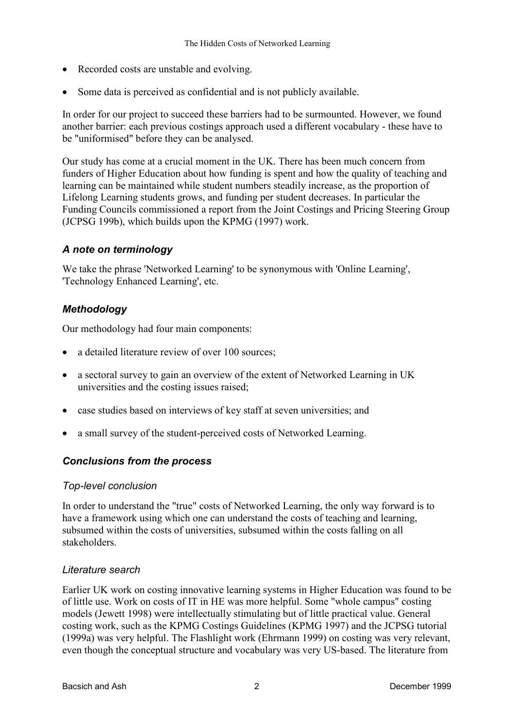- Recorded costs are unstable and evolving.
- Some data is perceived as confidential and is not publicly available.

In order for our project to succeed these barriers had to be surmounted. However, we found another barrier: each previous costings approach used a different vocabulary - these have to be "uniformised" before they can be analysed.

Our study has come at a crucial moment in the UK. There has been much concern from funders of Higher Education about how funding is spent and how the quality of teaching and learning can be maintained while student numbers steadily increase, as the proportion of Lifelong Learning students grows, and funding per student decreases. In particular the Funding Councils commissioned a report from the Joint Costings and Pricing Steering Group (JCPSG 199b), which builds upon the KPMG (1997) work.

### *A note on terminology*

We take the phrase 'Networked Learning' to be synonymous with 'Online Learning', 'Technology Enhanced Learning', etc.

### *Methodology*

Our methodology had four main components:

- a detailed literature review of over 100 sources;
- a sectoral survey to gain an overview of the extent of Networked Learning in UK universities and the costing issues raised;
- case studies based on interviews of key staff at seven universities; and
- a small survey of the student-perceived costs of Networked Learning.

### *Conclusions from the process*

#### *Top-level conclusion*

In order to understand the "true" costs of Networked Learning, the only way forward is to have a framework using which one can understand the costs of teaching and learning, subsumed within the costs of universities, subsumed within the costs falling on all stakeholders.

#### *Literature search*

Earlier UK work on costing innovative learning systems in Higher Education was found to be of little use. Work on costs of IT in HE was more helpful. Some "whole campus" costing models (Jewett 1998) were intellectually stimulating but of little practical value. General costing work, such as the KPMG Costings Guidelines (KPMG 1997) and the JCPSG tutorial (1999a) was very helpful. The Flashlight work (Ehrmann 1999) on costing was very relevant, even though the conceptual structure and vocabulary was very US-based. The literature from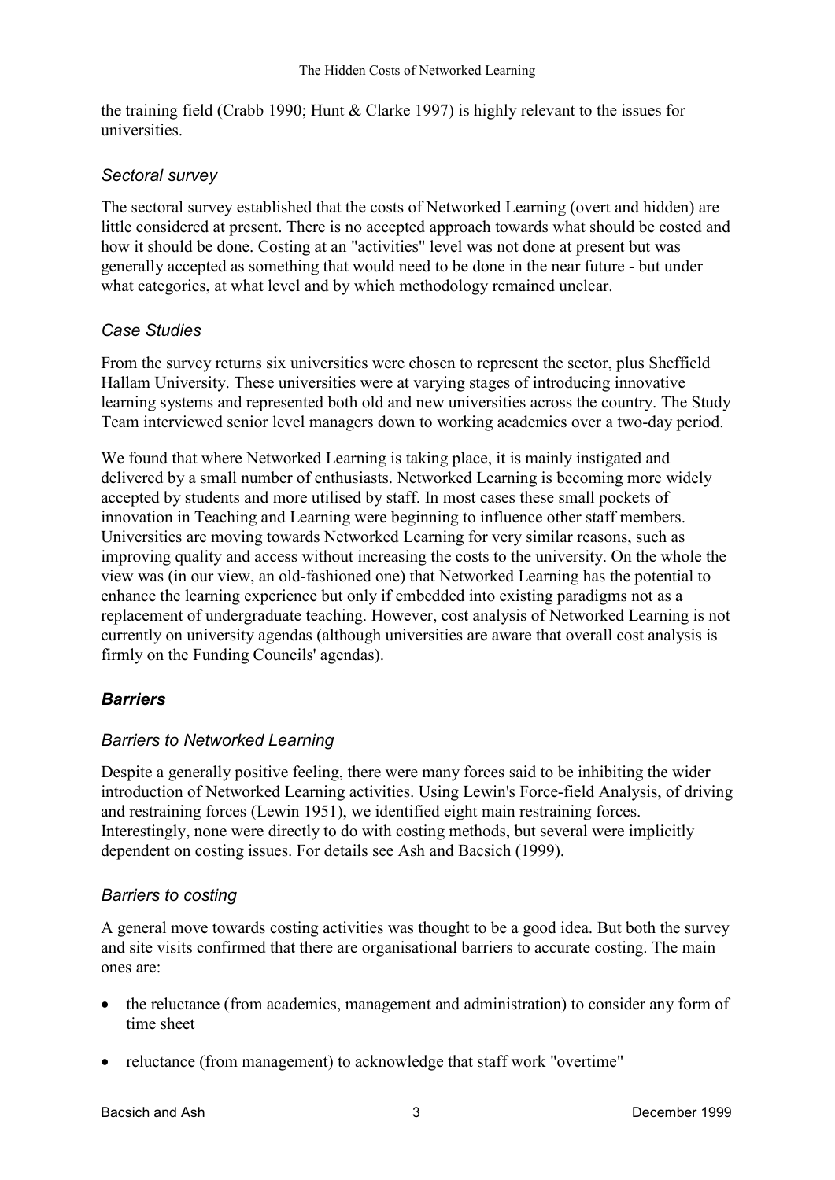the training field (Crabb 1990; Hunt & Clarke 1997) is highly relevant to the issues for universities.

### *Sectoral survey*

The sectoral survey established that the costs of Networked Learning (overt and hidden) are little considered at present. There is no accepted approach towards what should be costed and how it should be done. Costing at an "activities" level was not done at present but was generally accepted as something that would need to be done in the near future - but under what categories, at what level and by which methodology remained unclear.

### *Case Studies*

From the survey returns six universities were chosen to represent the sector, plus Sheffield Hallam University. These universities were at varying stages of introducing innovative learning systems and represented both old and new universities across the country. The Study Team interviewed senior level managers down to working academics over a two-day period.

We found that where Networked Learning is taking place, it is mainly instigated and delivered by a small number of enthusiasts. Networked Learning is becoming more widely accepted by students and more utilised by staff. In most cases these small pockets of innovation in Teaching and Learning were beginning to influence other staff members. Universities are moving towards Networked Learning for very similar reasons, such as improving quality and access without increasing the costs to the university. On the whole the view was (in our view, an old-fashioned one) that Networked Learning has the potential to enhance the learning experience but only if embedded into existing paradigms not as a replacement of undergraduate teaching. However, cost analysis of Networked Learning is not currently on university agendas (although universities are aware that overall cost analysis is firmly on the Funding Councils' agendas).

## ***Barriers***

### *Barriers to Networked Learning*

Despite a generally positive feeling, there were many forces said to be inhibiting the wider introduction of Networked Learning activities. Using Lewin's Force-field Analysis, of driving and restraining forces (Lewin 1951), we identified eight main restraining forces. Interestingly, none were directly to do with costing methods, but several were implicitly dependent on costing issues. For details see Ash and Bacsich (1999).

### *Barriers to costing*

A general move towards costing activities was thought to be a good idea. But both the survey and site visits confirmed that there are organisational barriers to accurate costing. The main ones are:

- the reluctance (from academics, management and administration) to consider any form of time sheet
- reluctance (from management) to acknowledge that staff work "overtime"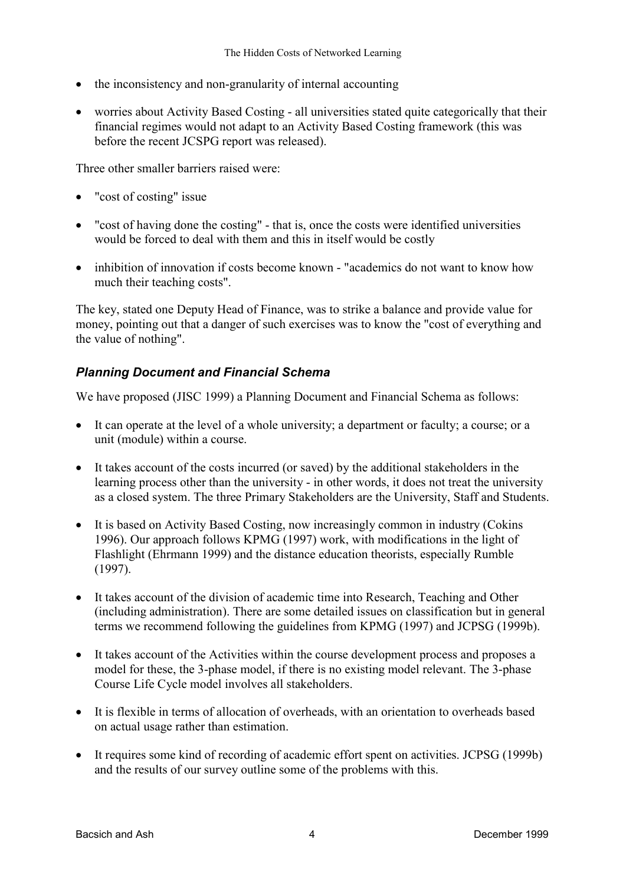- the inconsistency and non-granularity of internal accounting
- worries about Activity Based Costing - all universities stated quite categorically that their financial regimes would not adapt to an Activity Based Costing framework (this was before the recent JCSPG report was released).

Three other smaller barriers raised were:

- "cost of costing" issue
- "cost of having done the costing" - that is, once the costs were identified universities would be forced to deal with them and this in itself would be costly
- inhibition of innovation if costs become known - "academics do not want to know how much their teaching costs".

The key, stated one Deputy Head of Finance, was to strike a balance and provide value for money, pointing out that a danger of such exercises was to know the "cost of everything and the value of nothing".

### *Planning Document and Financial Schema*

We have proposed (JISC 1999) a Planning Document and Financial Schema as follows:

- It can operate at the level of a whole university; a department or faculty; a course; or a unit (module) within a course.
- It takes account of the costs incurred (or saved) by the additional stakeholders in the learning process other than the university - in other words, it does not treat the university as a closed system. The three Primary Stakeholders are the University, Staff and Students.
- It is based on Activity Based Costing, now increasingly common in industry (Cokins 1996). Our approach follows KPMG (1997) work, with modifications in the light of Flashlight (Ehrmann 1999) and the distance education theorists, especially Rumble (1997).
- It takes account of the division of academic time into Research, Teaching and Other (including administration). There are some detailed issues on classification but in general terms we recommend following the guidelines from KPMG (1997) and JCPSG (1999b).
- It takes account of the Activities within the course development process and proposes a model for these, the 3-phase model, if there is no existing model relevant. The 3-phase Course Life Cycle model involves all stakeholders.
- It is flexible in terms of allocation of overheads, with an orientation to overheads based on actual usage rather than estimation.
- It requires some kind of recording of academic effort spent on activities. JCPSG (1999b) and the results of our survey outline some of the problems with this.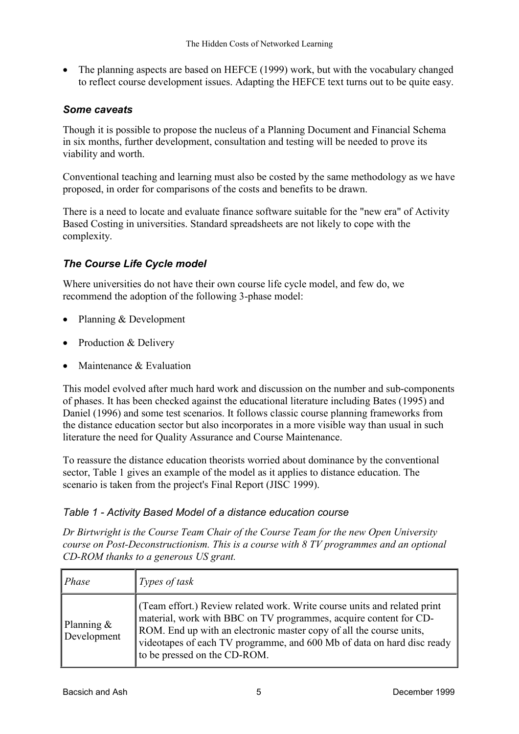- The planning aspects are based on HEFCE (1999) work, but with the vocabulary changed to reflect course development issues. Adapting the HEFCE text turns out to be quite easy.

### *Some caveats*

Though it is possible to propose the nucleus of a Planning Document and Financial Schema in six months, further development, consultation and testing will be needed to prove its viability and worth.

Conventional teaching and learning must also be costed by the same methodology as we have proposed, in order for comparisons of the costs and benefits to be drawn.

There is a need to locate and evaluate finance software suitable for the "new era" of Activity Based Costing in universities. Standard spreadsheets are not likely to cope with the complexity.

### *The Course Life Cycle model*

Where universities do not have their own course life cycle model, and few do, we recommend the adoption of the following 3-phase model:

- Planning & Development
- Production & Delivery
- Maintenance & Evaluation

This model evolved after much hard work and discussion on the number and sub-components of phases. It has been checked against the educational literature including Bates (1995) and Daniel (1996) and some test scenarios. It follows classic course planning frameworks from the distance education sector but also incorporates in a more visible way than usual in such literature the need for Quality Assurance and Course Maintenance.

To reassure the distance education theorists worried about dominance by the conventional sector, Table 1 gives an example of the model as it applies to distance education. The scenario is taken from the project's Final Report (JISC 1999).

*Table 1 - Activity Based Model of a distance education course*

*Dr Birtwright is the Course Team Chair of the Course Team for the new Open University course on Post-Deconstructionism. This is a course with 8 TV programmes and an optional CD-ROM thanks to a generous US grant.*

| *Phase* | *Types of task* |
|---|---|
| Planning & Development | (Team effort.) Review related work. Write course units and related print material, work with BBC on TV programmes, acquire content for CD-ROM. End up with an electronic master copy of all the course units, videotapes of each TV programme, and 600 Mb of data on hard disc ready to be pressed on the CD-ROM. |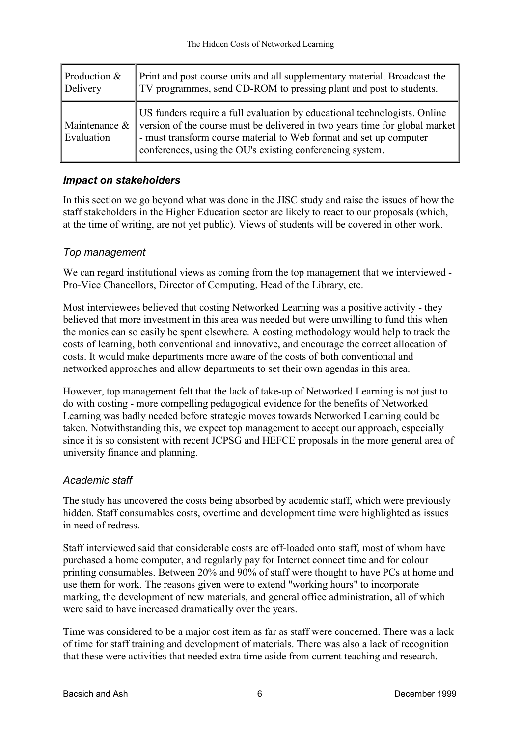| Production & Delivery | Print and post course units and all supplementary material. Broadcast the TV programmes, send CD-ROM to pressing plant and post to students. |
| --- | --- |
| Maintenance & Evaluation | US funders require a full evaluation by educational technologists. Online version of the course must be delivered in two years time for global market - must transform course material to Web format and set up computer conferences, using the OU's existing conferencing system. |

### *Impact on stakeholders*

In this section we go beyond what was done in the JISC study and raise the issues of how the staff stakeholders in the Higher Education sector are likely to react to our proposals (which, at the time of writing, are not yet public). Views of students will be covered in other work.

#### *Top management*

We can regard institutional views as coming from the top management that we interviewed - Pro-Vice Chancellors, Director of Computing, Head of the Library, etc.

Most interviewees believed that costing Networked Learning was a positive activity - they believed that more investment in this area was needed but were unwilling to fund this when the monies can so easily be spent elsewhere. A costing methodology would help to track the costs of learning, both conventional and innovative, and encourage the correct allocation of costs. It would make departments more aware of the costs of both conventional and networked approaches and allow departments to set their own agendas in this area.

However, top management felt that the lack of take-up of Networked Learning is not just to do with costing - more compelling pedagogical evidence for the benefits of Networked Learning was badly needed before strategic moves towards Networked Learning could be taken. Notwithstanding this, we expect top management to accept our approach, especially since it is so consistent with recent JCPSG and HEFCE proposals in the more general area of university finance and planning.

#### *Academic staff*

The study has uncovered the costs being absorbed by academic staff, which were previously hidden. Staff consumables costs, overtime and development time were highlighted as issues in need of redress.

Staff interviewed said that considerable costs are off-loaded onto staff, most of whom have purchased a home computer, and regularly pay for Internet connect time and for colour printing consumables. Between 20% and 90% of staff were thought to have PCs at home and use them for work. The reasons given were to extend "working hours" to incorporate marking, the development of new materials, and general office administration, all of which were said to have increased dramatically over the years.

Time was considered to be a major cost item as far as staff were concerned. There was a lack of time for staff training and development of materials. There was also a lack of recognition that these were activities that needed extra time aside from current teaching and research.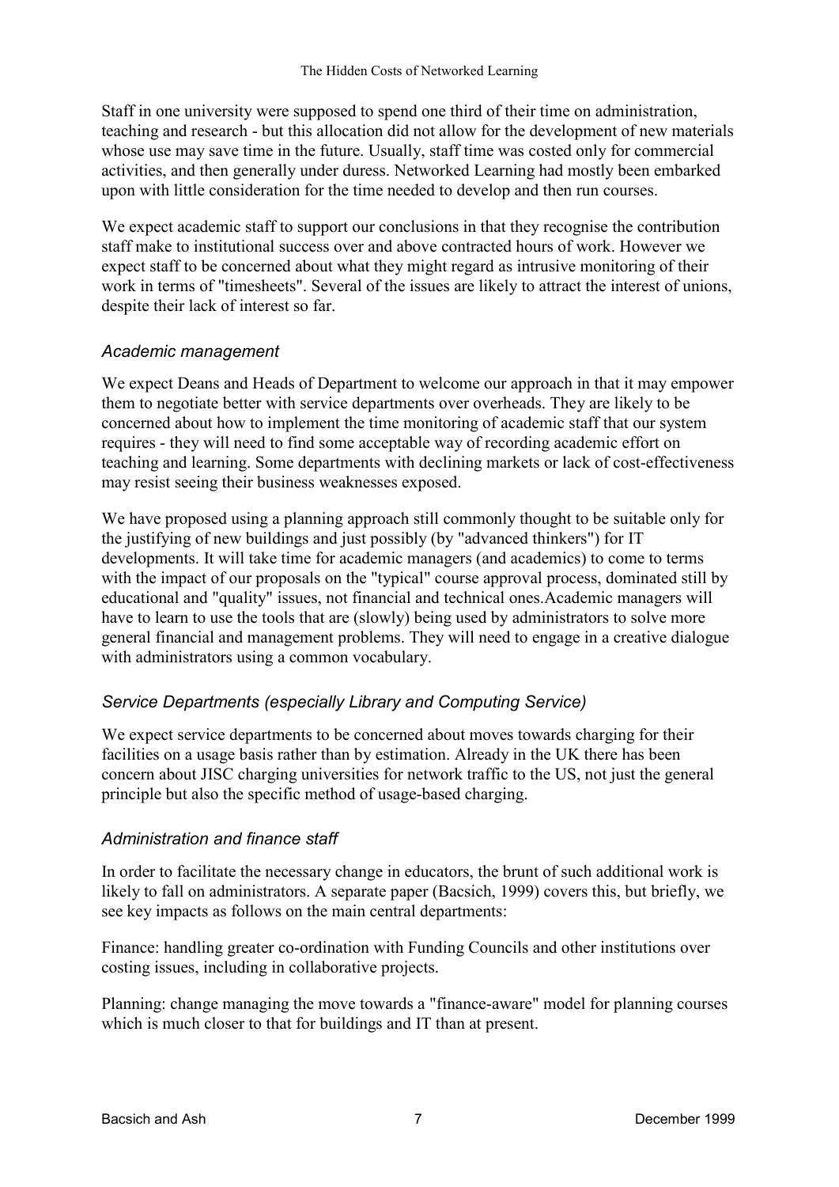Staff in one university were supposed to spend one third of their time on administration, teaching and research - but this allocation did not allow for the development of new materials whose use may save time in the future. Usually, staff time was costed only for commercial activities, and then generally under duress. Networked Learning had mostly been embarked upon with little consideration for the time needed to develop and then run courses.

We expect academic staff to support our conclusions in that they recognise the contribution staff make to institutional success over and above contracted hours of work. However we expect staff to be concerned about what they might regard as intrusive monitoring of their work in terms of "timesheets". Several of the issues are likely to attract the interest of unions, despite their lack of interest so far.

### *Academic management*

We expect Deans and Heads of Department to welcome our approach in that it may empower them to negotiate better with service departments over overheads. They are likely to be concerned about how to implement the time monitoring of academic staff that our system requires - they will need to find some acceptable way of recording academic effort on teaching and learning. Some departments with declining markets or lack of cost-effectiveness may resist seeing their business weaknesses exposed.

We have proposed using a planning approach still commonly thought to be suitable only for the justifying of new buildings and just possibly (by "advanced thinkers") for IT developments. It will take time for academic managers (and academics) to come to terms with the impact of our proposals on the "typical" course approval process, dominated still by educational and "quality" issues, not financial and technical ones.Academic managers will have to learn to use the tools that are (slowly) being used by administrators to solve more general financial and management problems. They will need to engage in a creative dialogue with administrators using a common vocabulary.

### *Service Departments (especially Library and Computing Service)*

We expect service departments to be concerned about moves towards charging for their facilities on a usage basis rather than by estimation. Already in the UK there has been concern about JISC charging universities for network traffic to the US, not just the general principle but also the specific method of usage-based charging.

### *Administration and finance staff*

In order to facilitate the necessary change in educators, the brunt of such additional work is likely to fall on administrators. A separate paper (Bacsich, 1999) covers this, but briefly, we see key impacts as follows on the main central departments:

Finance: handling greater co-ordination with Funding Councils and other institutions over costing issues, including in collaborative projects.

Planning: change managing the move towards a "finance-aware" model for planning courses which is much closer to that for buildings and IT than at present.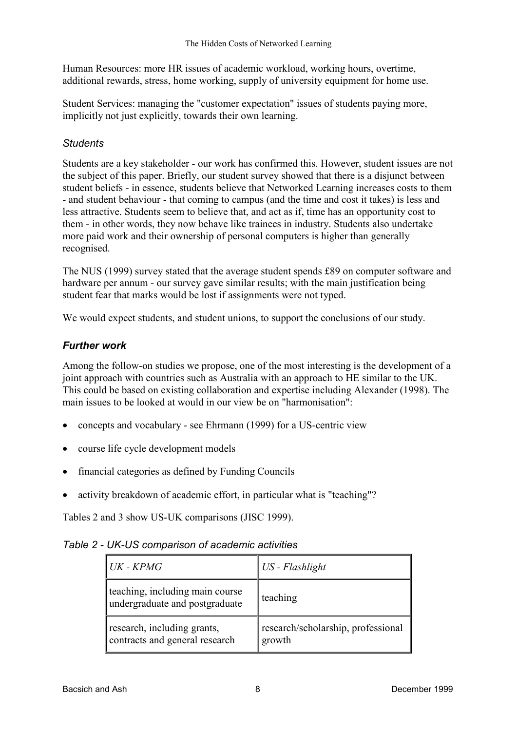Human Resources: more HR issues of academic workload, working hours, overtime, additional rewards, stress, home working, supply of university equipment for home use.

Student Services: managing the "customer expectation" issues of students paying more, implicitly not just explicitly, towards their own learning.

### *Students*

Students are a key stakeholder - our work has confirmed this. However, student issues are not the subject of this paper. Briefly, our student survey showed that there is a disjunct between student beliefs - in essence, students believe that Networked Learning increases costs to them - and student behaviour - that coming to campus (and the time and cost it takes) is less and less attractive. Students seem to believe that, and act as if, time has an opportunity cost to them - in other words, they now behave like trainees in industry. Students also undertake more paid work and their ownership of personal computers is higher than generally recognised.

The NUS (1999) survey stated that the average student spends £89 on computer software and hardware per annum - our survey gave similar results; with the main justification being student fear that marks would be lost if assignments were not typed.

We would expect students, and student unions, to support the conclusions of our study.

## ***Further work***

Among the follow-on studies we propose, one of the most interesting is the development of a joint approach with countries such as Australia with an approach to HE similar to the UK. This could be based on existing collaboration and expertise including Alexander (1998). The main issues to be looked at would in our view be on "harmonisation":

- concepts and vocabulary - see Ehrmann (1999) for a US-centric view
- course life cycle development models
- financial categories as defined by Funding Councils
- activity breakdown of academic effort, in particular what is "teaching"?

Tables 2 and 3 show US-UK comparisons (JISC 1999).

*Table 2 - UK-US comparison of academic activities*

| *UK - KPMG* | *US - Flashlight* |
|---|---|
| teaching, including main course undergraduate and postgraduate | teaching |
| research, including grants, contracts and general research | research/scholarship, professional growth |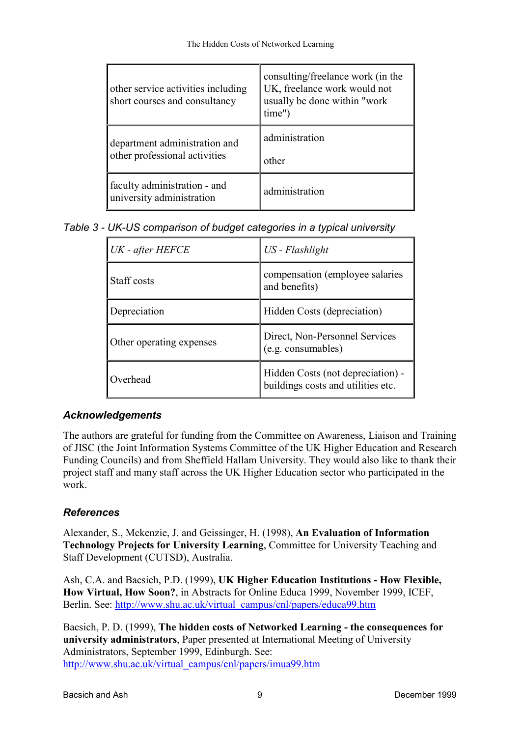| | |
|---|---|
| other service activities including short courses and consultancy | consulting/freelance work (in the UK, freelance work would not usually be done within "work time") |
| department administration and other professional activities | administration<br><br>other |
| faculty administration - and university administration | administration |

*Table 3 - UK-US comparison of budget categories in a typical university*

| *UK - after HEFCE* | *US - Flashlight* |
|---|---|
| Staff costs | compensation (employee salaries and benefits) |
| Depreciation | Hidden Costs (depreciation) |
| Other operating expenses | Direct, Non-Personnel Services (e.g. consumables) |
| Overhead | Hidden Costs (not depreciation) - buildings costs and utilities etc. |

### *Acknowledgements*

The authors are grateful for funding from the Committee on Awareness, Liaison and Training of JISC (the Joint Information Systems Committee of the UK Higher Education and Research Funding Councils) and from Sheffield Hallam University. They would also like to thank their project staff and many staff across the UK Higher Education sector who participated in the work.

### *References*

Alexander, S., Mckenzie, J. and Geissinger, H. (1998), **An Evaluation of Information Technology Projects for University Learning**, Committee for University Teaching and Staff Development (CUTSD), Australia.

Ash, C.A. and Bacsich, P.D. (1999), **UK Higher Education Institutions - How Flexible, How Virtual, How Soon?**, in Abstracts for Online Educa 1999, November 1999, ICEF, Berlin. See: http://www.shu.ac.uk/virtual_campus/cnl/papers/educa99.htm

Bacsich, P. D. (1999), **The hidden costs of Networked Learning - the consequences for university administrators**, Paper presented at International Meeting of University Administrators, September 1999, Edinburgh. See: http://www.shu.ac.uk/virtual_campus/cnl/papers/imua99.htm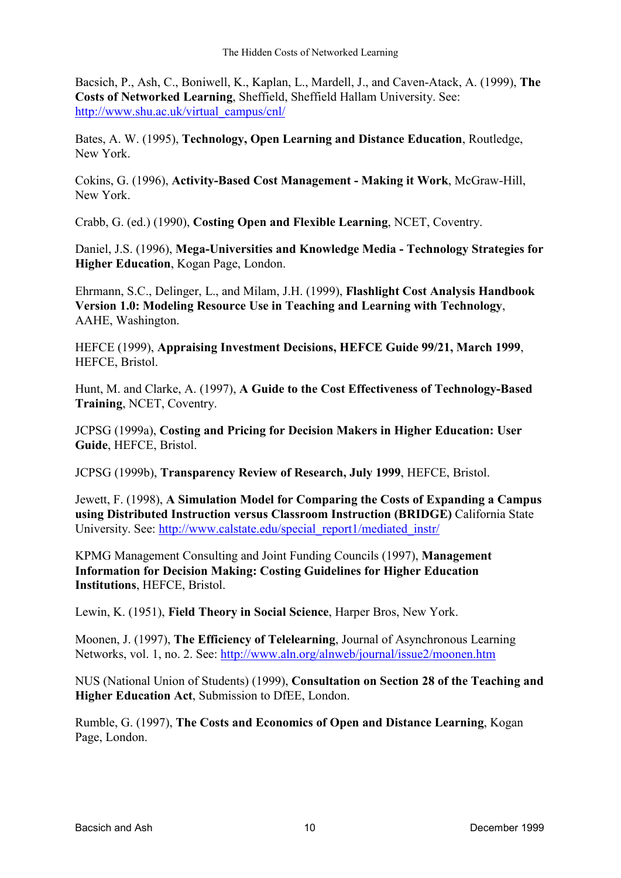Bacsich, P., Ash, C., Boniwell, K., Kaplan, L., Mardell, J., and Caven-Atack, A. (1999), **The Costs of Networked Learning**, Sheffield, Sheffield Hallam University. See: http://www.shu.ac.uk/virtual_campus/cnl/

Bates, A. W. (1995), **Technology, Open Learning and Distance Education**, Routledge, New York.

Cokins, G. (1996), **Activity-Based Cost Management - Making it Work**, McGraw-Hill, New York.

Crabb, G. (ed.) (1990), **Costing Open and Flexible Learning**, NCET, Coventry.

Daniel, J.S. (1996), **Mega-Universities and Knowledge Media - Technology Strategies for Higher Education**, Kogan Page, London.

Ehrmann, S.C., Delinger, L., and Milam, J.H. (1999), **Flashlight Cost Analysis Handbook Version 1.0: Modeling Resource Use in Teaching and Learning with Technology**, AAHE, Washington.

HEFCE (1999), **Appraising Investment Decisions, HEFCE Guide 99/21, March 1999**, HEFCE, Bristol.

Hunt, M. and Clarke, A. (1997), **A Guide to the Cost Effectiveness of Technology-Based Training**, NCET, Coventry.

JCPSG (1999a), **Costing and Pricing for Decision Makers in Higher Education: User Guide**, HEFCE, Bristol.

JCPSG (1999b), **Transparency Review of Research, July 1999**, HEFCE, Bristol.

Jewett, F. (1998), **A Simulation Model for Comparing the Costs of Expanding a Campus using Distributed Instruction versus Classroom Instruction (BRIDGE)** California State University. See: http://www.calstate.edu/special_report1/mediated_instr/

KPMG Management Consulting and Joint Funding Councils (1997), **Management Information for Decision Making: Costing Guidelines for Higher Education Institutions**, HEFCE, Bristol.

Lewin, K. (1951), **Field Theory in Social Science**, Harper Bros, New York.

Moonen, J. (1997), **The Efficiency of Telelearning**, Journal of Asynchronous Learning Networks, vol. 1, no. 2. See: http://www.aln.org/alnweb/journal/issue2/moonen.htm

NUS (National Union of Students) (1999), **Consultation on Section 28 of the Teaching and Higher Education Act**, Submission to DfEE, London.

Rumble, G. (1997), **The Costs and Economics of Open and Distance Learning**, Kogan Page, London.